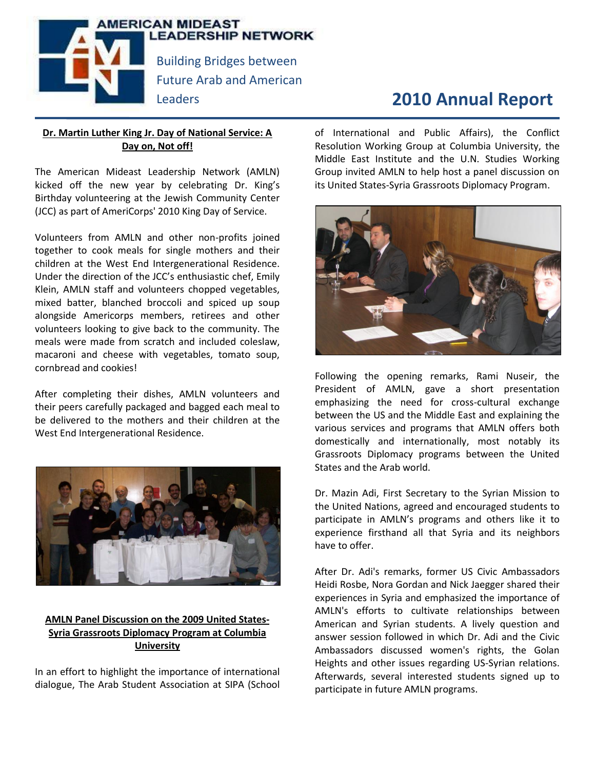# AMERICAN MIDEAST LEADERSHIP NETWORK

Building Bridges between Future Arab and American Leaders

# 2010 Annual Report

## Dr. Martin Luther King Jr. Day of National Service: A Day on, Not off!

The American Mideast Leadership Network (AMLN) kicked off the new year by celebrating Dr. King's Birthday volunteering at the Jewish Community Center (JCC) as part of AmeriCorps' 2010 King Day of Service.

Volunteers from AMLN and other non-profits joined together to cook meals for single mothers and their children at the West End Intergenerational Residence. Under the direction of the JCC's enthusiastic chef, Emily Klein, AMLN staff and volunteers chopped vegetables, mixed batter, blanched broccoli and spiced up soup alongside Americorps members, retirees and other volunteers looking to give back to the community. The meals were made from scratch and included coleslaw, macaroni and cheese with vegetables, tomato soup, cornbread and cookies!

After completing their dishes, AMLN volunteers and their peers carefully packaged and bagged each meal to be delivered to the mothers and their children at the West End Intergenerational Residence.

## AMLN Panel Discussion on the 2009 United States-Syria Grassroots Diplomacy Program at Columbia University

In an effort to highlight the importance of international dialogue, The Arab Student Association at SIPA (School of International and Public Affairs), the Conflict Resolution Working Group at Columbia University, the Middle East Institute and the U.N. Studies Working Group invited AMLN to help host a panel discussion on its United States-Syria Grassroots Diplomacy Program.

Following the opening remarks, Rami Nuseir, the President of AMLN, gave a short presentation emphasizing the need for cross-cultural exchange between the US and the Middle East and explaining the various services and programs that AMLN offers both domestically and internationally, most notably its Grassroots Diplomacy programs between the United States and the Arab world.

Dr. Mazin Adi, First Secretary to the Syrian Mission to the United Nations, agreed and encouraged students to participate in AMLN's programs and others like it to experience firsthand all that Syria and its neighbors have to offer.

After Dr. Adi's remarks, former US Civic Ambassadors Heidi Rosbe, Nora Gordan and Nick Jaegger shared their experiences in Syria and emphasized the importance of AMLN's efforts to cultivate relationships between American and Syrian students. A lively question and answer session followed in which Dr. Adi and the Civic Ambassadors discussed women's rights, the Golan Heights and other issues regarding US-Syrian relations. Afterwards, several interested students signed up to participate in future AMLN programs.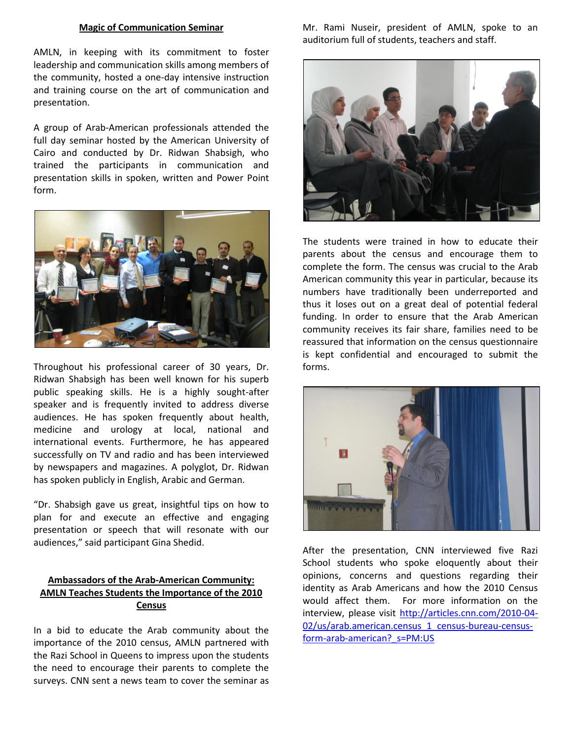## Magic of Communication Seminar

AMLN, in keeping with its commitment to foster leadership and communication skills among members of the community, hosted a one-day intensive instruction and training course on the art of communication and presentation.

A group of Arab-American professionals attended the full day seminar hosted by the American University of Cairo and conducted by Dr. Ridwan Shabsigh, who trained the participants in communication and presentation skills in spoken, written and Power Point form.

Throughout his professional career of 30 years, Dr. Ridwan Shabsigh has been well known for his superb public speaking skills. He is a highly sought-after speaker and is frequently invited to address diverse audiences. He has spoken frequently about health, medicine and urology at local, national and international events. Furthermore, he has appeared successfully on TV and radio and has been interviewed by newspapers and magazines. A polyglot, Dr. Ridwan has spoken publicly in English, Arabic and German.

"Dr. Shabsigh gave us great, insightful tips on how to plan for and execute an effective and engaging presentation or speech that will resonate with our audiences," said participant Gina Shedid.

## Ambassadors of the Arab-American Community: AMLN Teaches Students the Importance of the 2010 Census

In a bid to educate the Arab community about the importance of the 2010 census, AMLN partnered with the Razi School in Queens to impress upon the students the need to encourage their parents to complete the surveys. CNN sent a news team to cover the seminar as Mr. Rami Nuseir, president of AMLN, spoke to an auditorium full of students, teachers and staff.

The students were trained in how to educate their parents about the census and encourage them to complete the form. The census was crucial to the Arab American community this year in particular, because its numbers have traditionally been underreported and thus it loses out on a great deal of potential federal funding. In order to ensure that the Arab American community receives its fair share, families need to be reassured that information on the census questionnaire is kept confidential and encouraged to submit the forms.

After the presentation, CNN interviewed five Razi School students who spoke eloquently about their opinions, concerns and questions regarding their identity as Arab Americans and how the 2010 Census would affect them. For more information on the interview, please visit http://articles.cnn.com/2010-04-02/us/arab.american.census_1_census-bureau-census-form-arab-american?_s=PM:US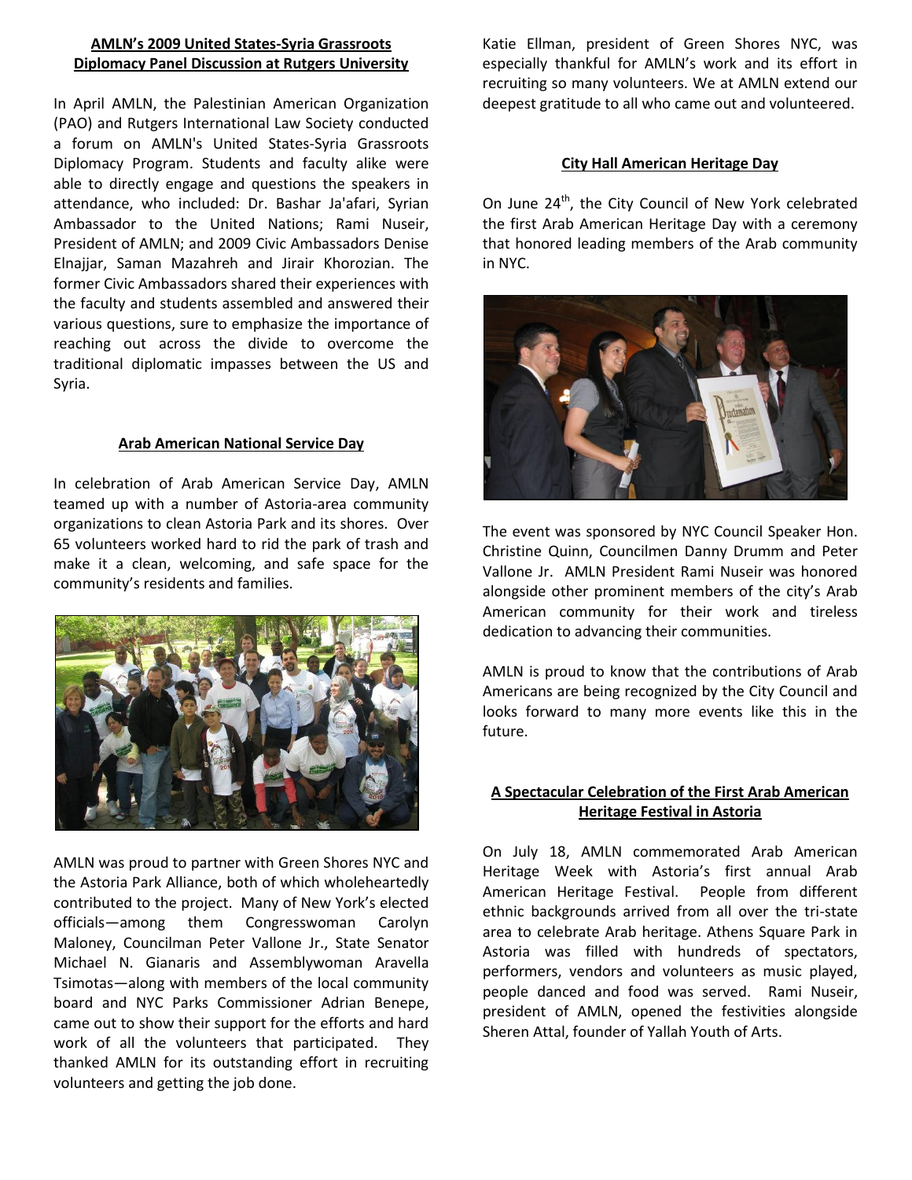## AMLN's 2009 United States-Syria Grassroots Diplomacy Panel Discussion at Rutgers University

In April AMLN, the Palestinian American Organization (PAO) and Rutgers International Law Society conducted a forum on AMLN's United States-Syria Grassroots Diplomacy Program. Students and faculty alike were able to directly engage and questions the speakers in attendance, who included: Dr. Bashar Ja'afari, Syrian Ambassador to the United Nations; Rami Nuseir, President of AMLN; and 2009 Civic Ambassadors Denise Elnajjar, Saman Mazahreh and Jirair Khorozian. The former Civic Ambassadors shared their experiences with the faculty and students assembled and answered their various questions, sure to emphasize the importance of reaching out across the divide to overcome the traditional diplomatic impasses between the US and Syria.

## Arab American National Service Day

In celebration of Arab American Service Day, AMLN teamed up with a number of Astoria-area community organizations to clean Astoria Park and its shores. Over 65 volunteers worked hard to rid the park of trash and make it a clean, welcoming, and safe space for the community's residents and families.

AMLN was proud to partner with Green Shores NYC and the Astoria Park Alliance, both of which wholeheartedly contributed to the project. Many of New York's elected officials—among them Congresswoman Carolyn Maloney, Councilman Peter Vallone Jr., State Senator Michael N. Gianaris and Assemblywoman Aravella Tsimotas—along with members of the local community board and NYC Parks Commissioner Adrian Benepe, came out to show their support for the efforts and hard work of all the volunteers that participated. They thanked AMLN for its outstanding effort in recruiting volunteers and getting the job done.

Katie Ellman, president of Green Shores NYC, was especially thankful for AMLN's work and its effort in recruiting so many volunteers. We at AMLN extend our deepest gratitude to all who came out and volunteered.

## City Hall American Heritage Day

On June 24th, the City Council of New York celebrated the first Arab American Heritage Day with a ceremony that honored leading members of the Arab community in NYC.

The event was sponsored by NYC Council Speaker Hon. Christine Quinn, Councilmen Danny Drumm and Peter Vallone Jr. AMLN President Rami Nuseir was honored alongside other prominent members of the city's Arab American community for their work and tireless dedication to advancing their communities.

AMLN is proud to know that the contributions of Arab Americans are being recognized by the City Council and looks forward to many more events like this in the future.

## A Spectacular Celebration of the First Arab American Heritage Festival in Astoria

On July 18, AMLN commemorated Arab American Heritage Week with Astoria's first annual Arab American Heritage Festival. People from different ethnic backgrounds arrived from all over the tri-state area to celebrate Arab heritage. Athens Square Park in Astoria was filled with hundreds of spectators, performers, vendors and volunteers as music played, people danced and food was served. Rami Nuseir, president of AMLN, opened the festivities alongside Sheren Attal, founder of Yallah Youth of Arts.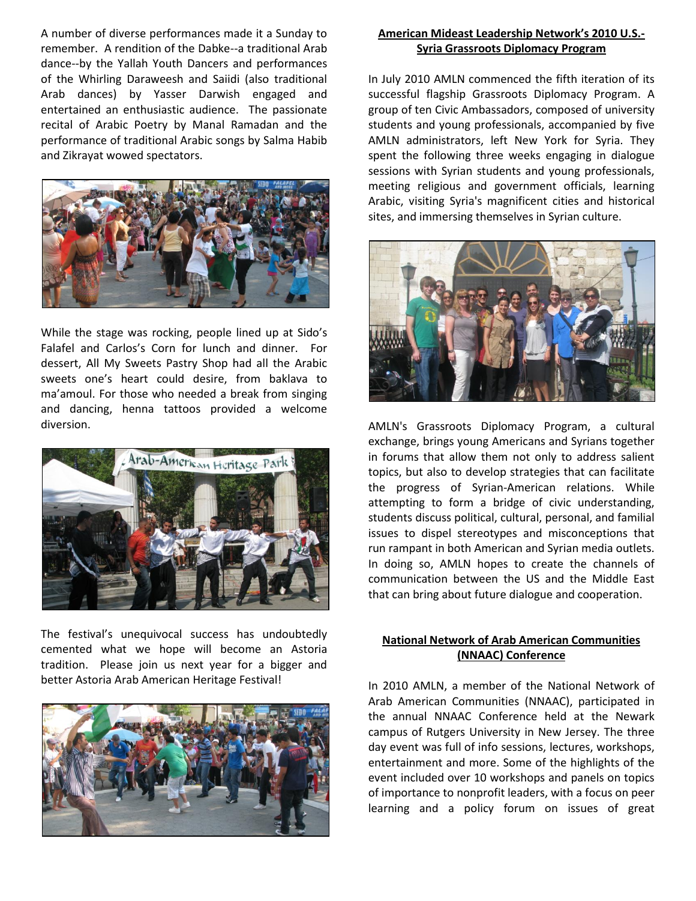A number of diverse performances made it a Sunday to remember. A rendition of the Dabke--a traditional Arab dance--by the Yallah Youth Dancers and performances of the Whirling Daraweesh and Saiidi (also traditional Arab dances) by Yasser Darwish engaged and entertained an enthusiastic audience. The passionate recital of Arabic Poetry by Manal Ramadan and the performance of traditional Arabic songs by Salma Habib and Zikrayat wowed spectators.

While the stage was rocking, people lined up at Sido's Falafel and Carlos's Corn for lunch and dinner. For dessert, All My Sweets Pastry Shop had all the Arabic sweets one's heart could desire, from baklava to ma'amoul. For those who needed a break from singing and dancing, henna tattoos provided a welcome diversion.

The festival's unequivocal success has undoubtedly cemented what we hope will become an Astoria tradition. Please join us next year for a bigger and better Astoria Arab American Heritage Festival!

## American Mideast Leadership Network's 2010 U.S.-Syria Grassroots Diplomacy Program

In July 2010 AMLN commenced the fifth iteration of its successful flagship Grassroots Diplomacy Program. A group of ten Civic Ambassadors, composed of university students and young professionals, accompanied by five AMLN administrators, left New York for Syria. They spent the following three weeks engaging in dialogue sessions with Syrian students and young professionals, meeting religious and government officials, learning Arabic, visiting Syria's magnificent cities and historical sites, and immersing themselves in Syrian culture.

AMLN's Grassroots Diplomacy Program, a cultural exchange, brings young Americans and Syrians together in forums that allow them not only to address salient topics, but also to develop strategies that can facilitate the progress of Syrian-American relations. While attempting to form a bridge of civic understanding, students discuss political, cultural, personal, and familial issues to dispel stereotypes and misconceptions that run rampant in both American and Syrian media outlets. In doing so, AMLN hopes to create the channels of communication between the US and the Middle East that can bring about future dialogue and cooperation.

## National Network of Arab American Communities (NNAAC) Conference

In 2010 AMLN, a member of the National Network of Arab American Communities (NNAAC), participated in the annual NNAAC Conference held at the Newark campus of Rutgers University in New Jersey. The three day event was full of info sessions, lectures, workshops, entertainment and more. Some of the highlights of the event included over 10 workshops and panels on topics of importance to nonprofit leaders, with a focus on peer learning and a policy forum on issues of great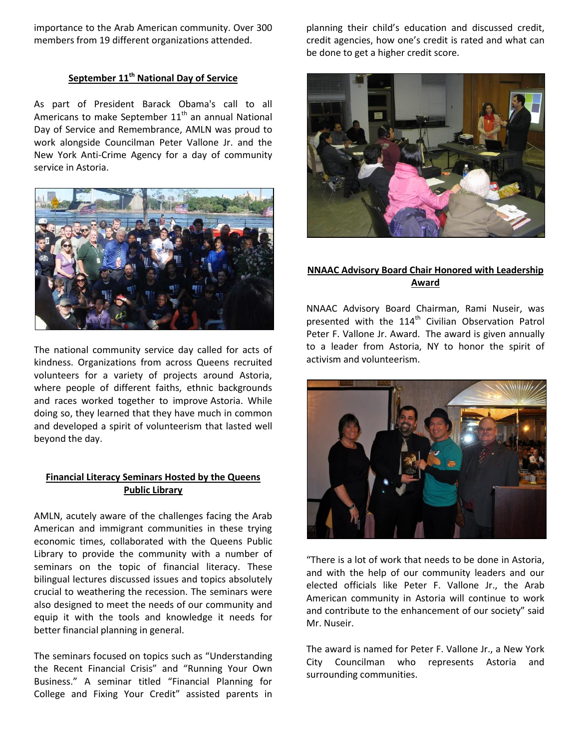importance to the Arab American community. Over 300 members from 19 different organizations attended.

### September 11th National Day of Service

As part of President Barack Obama's call to all Americans to make September 11th an annual National Day of Service and Remembrance, AMLN was proud to work alongside Councilman Peter Vallone Jr. and the New York Anti-Crime Agency for a day of community service in Astoria.

The national community service day called for acts of kindness. Organizations from across Queens recruited volunteers for a variety of projects around Astoria, where people of different faiths, ethnic backgrounds and races worked together to improve Astoria. While doing so, they learned that they have much in common and developed a spirit of volunteerism that lasted well beyond the day.

### Financial Literacy Seminars Hosted by the Queens Public Library

AMLN, acutely aware of the challenges facing the Arab American and immigrant communities in these trying economic times, collaborated with the Queens Public Library to provide the community with a number of seminars on the topic of financial literacy. These bilingual lectures discussed issues and topics absolutely crucial to weathering the recession. The seminars were also designed to meet the needs of our community and equip it with the tools and knowledge it needs for better financial planning in general.

The seminars focused on topics such as "Understanding the Recent Financial Crisis" and "Running Your Own Business." A seminar titled "Financial Planning for College and Fixing Your Credit" assisted parents in planning their child's education and discussed credit, credit agencies, how one's credit is rated and what can be done to get a higher credit score.

### NNAAC Advisory Board Chair Honored with Leadership Award

NNAAC Advisory Board Chairman, Rami Nuseir, was presented with the 114th Civilian Observation Patrol Peter F. Vallone Jr. Award. The award is given annually to a leader from Astoria, NY to honor the spirit of activism and volunteerism.

"There is a lot of work that needs to be done in Astoria, and with the help of our community leaders and our elected officials like Peter F. Vallone Jr., the Arab American community in Astoria will continue to work and contribute to the enhancement of our society" said Mr. Nuseir.

The award is named for Peter F. Vallone Jr., a New York City Councilman who represents Astoria and surrounding communities.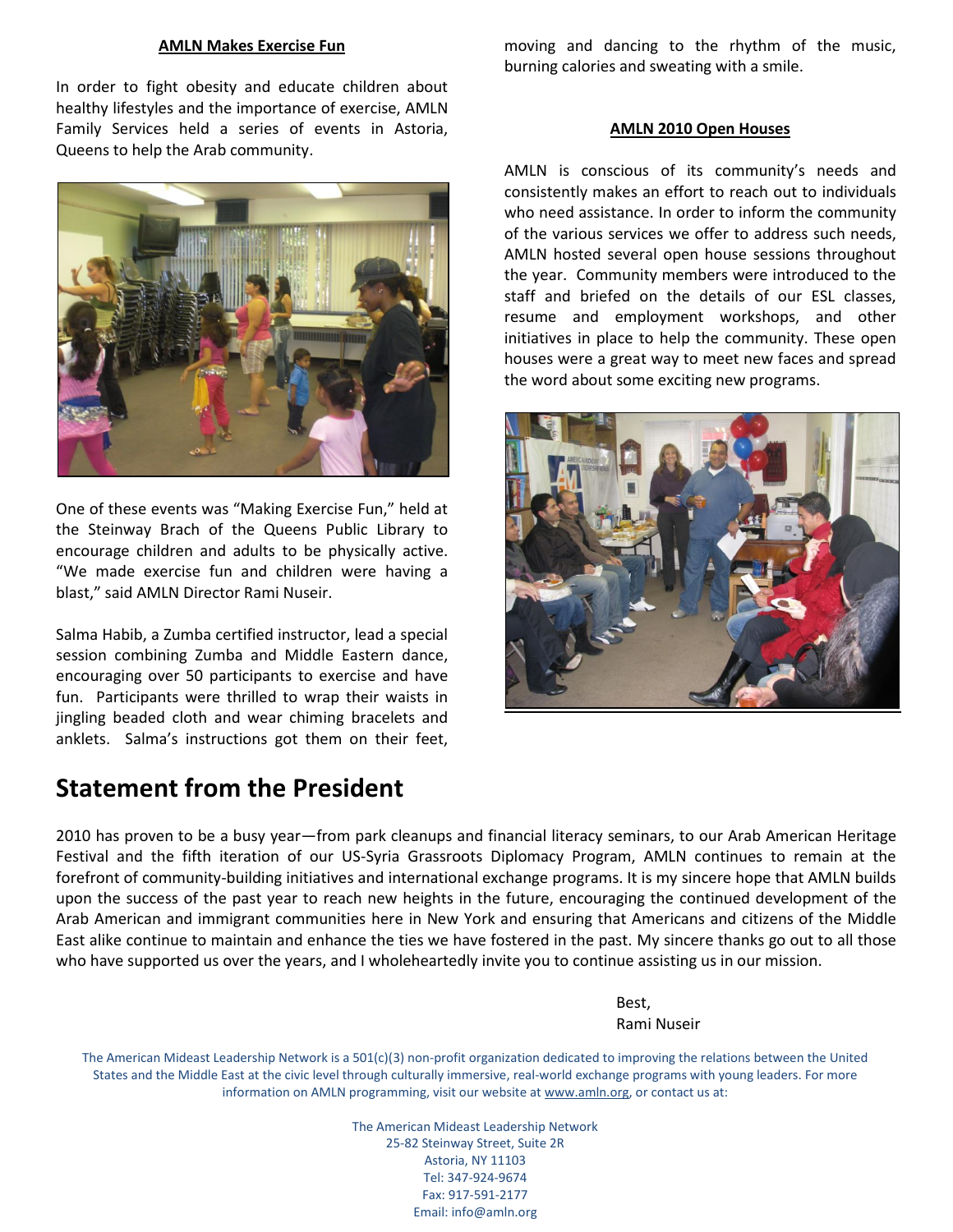### AMLN Makes Exercise Fun

In order to fight obesity and educate children about healthy lifestyles and the importance of exercise, AMLN Family Services held a series of events in Astoria, Queens to help the Arab community.

One of these events was "Making Exercise Fun," held at the Steinway Brach of the Queens Public Library to encourage children and adults to be physically active. "We made exercise fun and children were having a blast," said AMLN Director Rami Nuseir.

Salma Habib, a Zumba certified instructor, lead a special session combining Zumba and Middle Eastern dance, encouraging over 50 participants to exercise and have fun. Participants were thrilled to wrap their waists in jingling beaded cloth and wear chiming bracelets and anklets. Salma's instructions got them on their feet, moving and dancing to the rhythm of the music, burning calories and sweating with a smile.

### AMLN 2010 Open Houses

AMLN is conscious of its community's needs and consistently makes an effort to reach out to individuals who need assistance. In order to inform the community of the various services we offer to address such needs, AMLN hosted several open house sessions throughout the year. Community members were introduced to the staff and briefed on the details of our ESL classes, resume and employment workshops, and other initiatives in place to help the community. These open houses were a great way to meet new faces and spread the word about some exciting new programs.

## Statement from the President

2010 has proven to be a busy year—from park cleanups and financial literacy seminars, to our Arab American Heritage Festival and the fifth iteration of our US-Syria Grassroots Diplomacy Program, AMLN continues to remain at the forefront of community-building initiatives and international exchange programs. It is my sincere hope that AMLN builds upon the success of the past year to reach new heights in the future, encouraging the continued development of the Arab American and immigrant communities here in New York and ensuring that Americans and citizens of the Middle East alike continue to maintain and enhance the ties we have fostered in the past. My sincere thanks go out to all those who have supported us over the years, and I wholeheartedly invite you to continue assisting us in our mission.

Best,
Rami Nuseir

The American Mideast Leadership Network is a 501(c)(3) non-profit organization dedicated to improving the relations between the United States and the Middle East at the civic level through culturally immersive, real-world exchange programs with young leaders. For more information on AMLN programming, visit our website at www.amln.org, or contact us at:

The American Mideast Leadership Network
25-82 Steinway Street, Suite 2R
Astoria, NY 11103
Tel: 347-924-9674
Fax: 917-591-2177
Email: info@amln.org